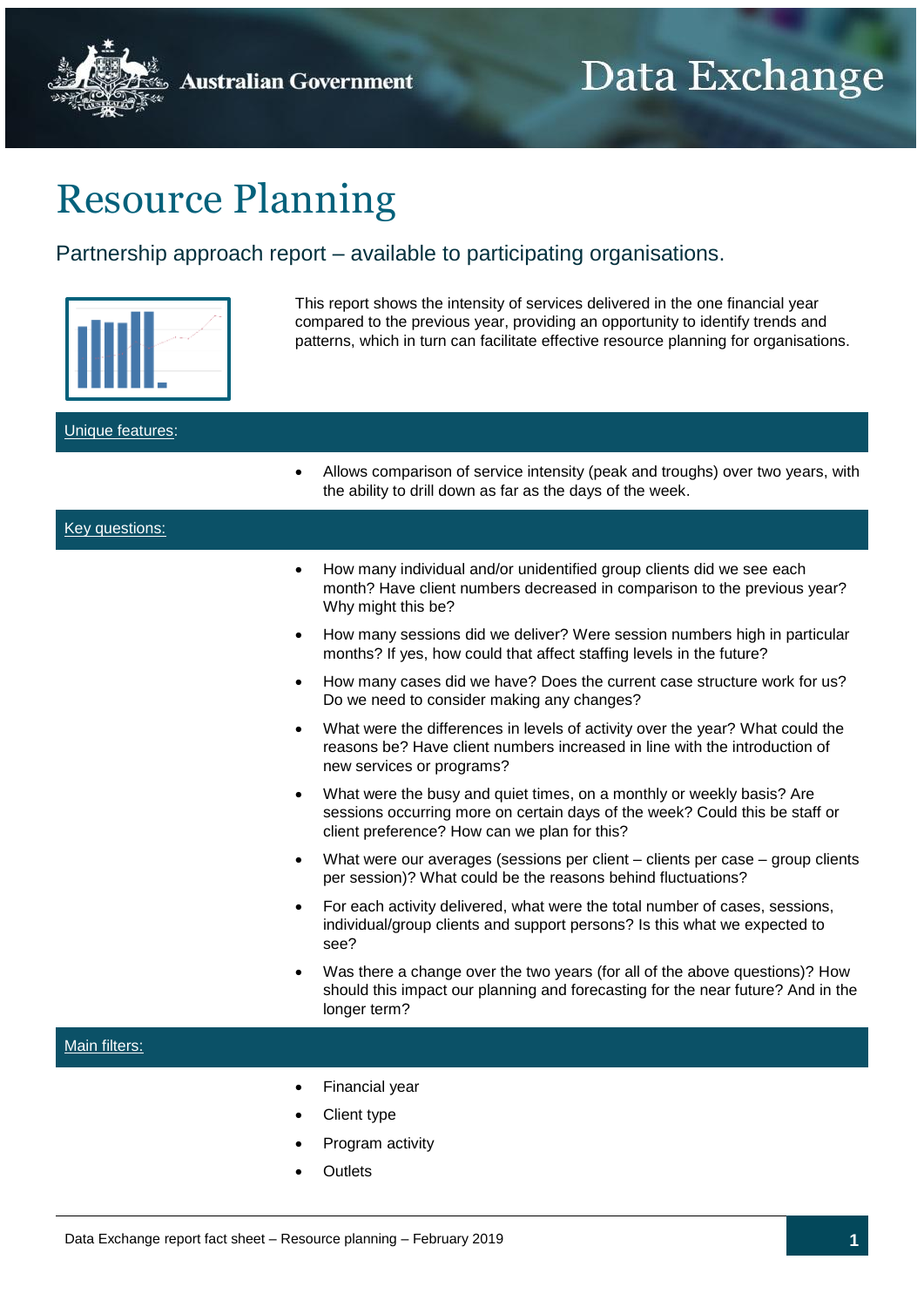Australian Government

Data Exchange

# Resource Planning

## Partnership approach report – available to participating organisations.

This report shows the intensity of services delivered in the one financial year compared to the previous year, providing an opportunity to identify trends and patterns, which in turn can facilitate effective resource planning for organisations.

### Unique features:

- Allows comparison of service intensity (peak and troughs) over two years, with the ability to drill down as far as the days of the week.

### Key questions:

- How many individual and/or unidentified group clients did we see each month? Have client numbers decreased in comparison to the previous year? Why might this be?
- How many sessions did we deliver? Were session numbers high in particular months? If yes, how could that affect staffing levels in the future?
- How many cases did we have? Does the current case structure work for us? Do we need to consider making any changes?
- What were the differences in levels of activity over the year? What could the reasons be? Have client numbers increased in line with the introduction of new services or programs?
- What were the busy and quiet times, on a monthly or weekly basis? Are sessions occurring more on certain days of the week? Could this be staff or client preference? How can we plan for this?
- What were our averages (sessions per client – clients per case – group clients per session)? What could be the reasons behind fluctuations?
- For each activity delivered, what were the total number of cases, sessions, individual/group clients and support persons? Is this what we expected to see?
- Was there a change over the two years (for all of the above questions)? How should this impact our planning and forecasting for the near future? And in the longer term?

### Main filters:

- Financial year
- Client type
- Program activity
- Outlets

Data Exchange report fact sheet – Resource planning – February 2019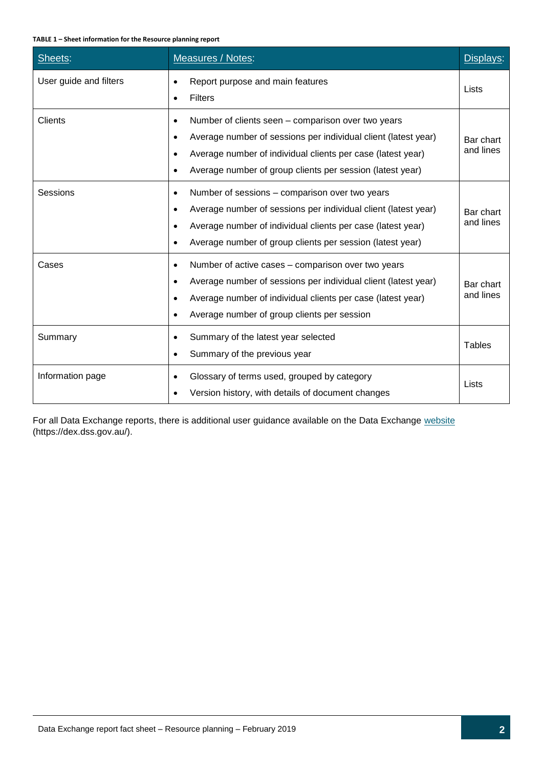**TABLE 1 – Sheet information for the Resource planning report**

| Sheets: | Measures / Notes: | Displays: |
|---|---|---|
| User guide and filters | • Report purpose and main features<br>• Filters | Lists |
| Clients | • Number of clients seen – comparison over two years<br>• Average number of sessions per individual client (latest year)<br>• Average number of individual clients per case (latest year)<br>• Average number of group clients per session (latest year) | Bar chart and lines |
| Sessions | • Number of sessions – comparison over two years<br>• Average number of sessions per individual client (latest year)<br>• Average number of individual clients per case (latest year)<br>• Average number of group clients per session (latest year) | Bar chart and lines |
| Cases | • Number of active cases – comparison over two years<br>• Average number of sessions per individual client (latest year)<br>• Average number of individual clients per case (latest year)<br>• Average number of group clients per session | Bar chart and lines |
| Summary | • Summary of the latest year selected<br>• Summary of the previous year | Tables |
| Information page | • Glossary of terms used, grouped by category<br>• Version history, with details of document changes | Lists |

For all Data Exchange reports, there is additional user guidance available on the Data Exchange website (https://dex.dss.gov.au/).